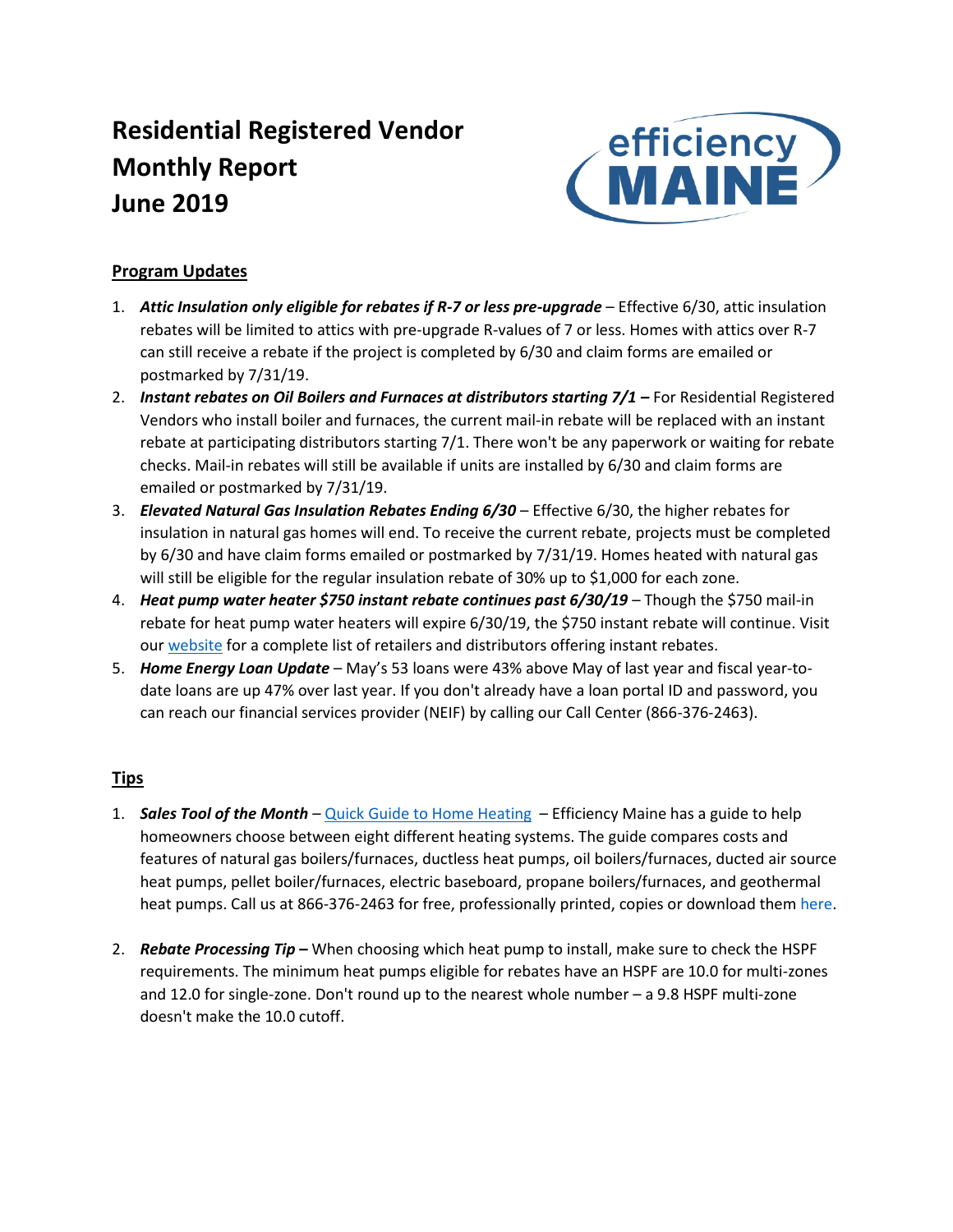# Residential Registered Vendor Monthly Report June 2019

efficiency MAINE

## Program Updates

1. ***Attic Insulation only eligible for rebates if R-7 or less pre-upgrade*** – Effective 6/30, attic insulation rebates will be limited to attics with pre-upgrade R-values of 7 or less. Homes with attics over R-7 can still receive a rebate if the project is completed by 6/30 and claim forms are emailed or postmarked by 7/31/19.
2. ***Instant rebates on Oil Boilers and Furnaces at distributors starting 7/1*** **–** For Residential Registered Vendors who install boiler and furnaces, the current mail-in rebate will be replaced with an instant rebate at participating distributors starting 7/1. There won't be any paperwork or waiting for rebate checks. Mail-in rebates will still be available if units are installed by 6/30 and claim forms are emailed or postmarked by 7/31/19.
3. ***Elevated Natural Gas Insulation Rebates Ending 6/30*** – Effective 6/30, the higher rebates for insulation in natural gas homes will end. To receive the current rebate, projects must be completed by 6/30 and have claim forms emailed or postmarked by 7/31/19. Homes heated with natural gas will still be eligible for the regular insulation rebate of 30% up to $1,000 for each zone.
4. ***Heat pump water heater $750 instant rebate continues past 6/30/19*** – Though the $750 mail-in rebate for heat pump water heaters will expire 6/30/19, the $750 instant rebate will continue. Visit our website for a complete list of retailers and distributors offering instant rebates.
5. ***Home Energy Loan Update*** – May's 53 loans were 43% above May of last year and fiscal year-to-date loans are up 47% over last year. If you don't already have a loan portal ID and password, you can reach our financial services provider (NEIF) by calling our Call Center (866-376-2463).

## Tips

1. ***Sales Tool of the Month*** – Quick Guide to Home Heating – Efficiency Maine has a guide to help homeowners choose between eight different heating systems. The guide compares costs and features of natural gas boilers/furnaces, ductless heat pumps, oil boilers/furnaces, ducted air source heat pumps, pellet boiler/furnaces, electric baseboard, propane boilers/furnaces, and geothermal heat pumps. Call us at 866-376-2463 for free, professionally printed, copies or download them here.

2. ***Rebate Processing Tip*** **–** When choosing which heat pump to install, make sure to check the HSPF requirements. The minimum heat pumps eligible for rebates have an HSPF are 10.0 for multi-zones and 12.0 for single-zone. Don't round up to the nearest whole number – a 9.8 HSPF multi-zone doesn't make the 10.0 cutoff.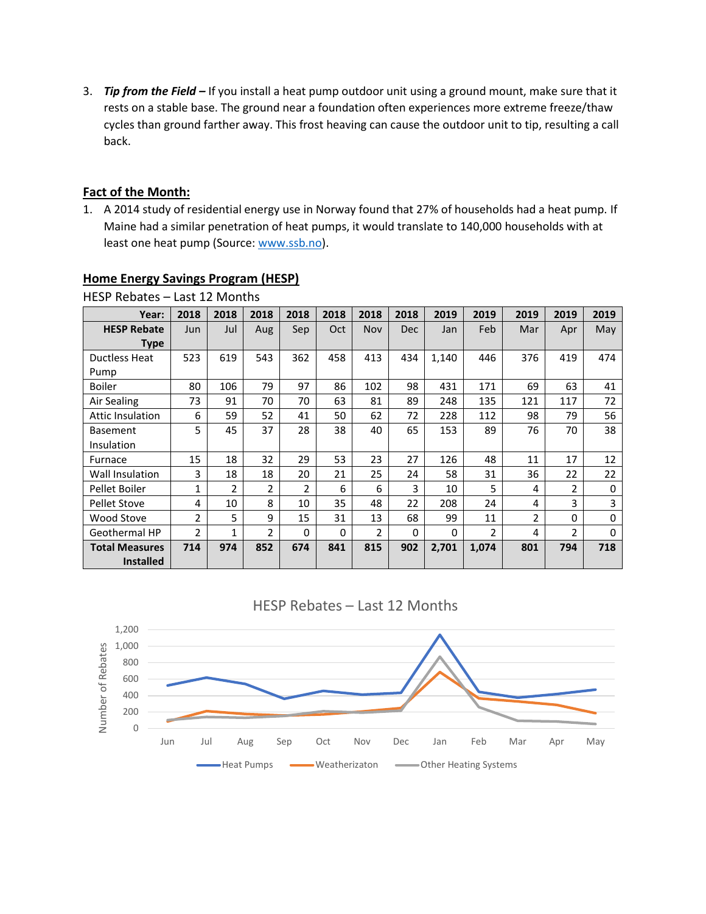3. ***Tip from the Field –*** If you install a heat pump outdoor unit using a ground mount, make sure that it rests on a stable base. The ground near a foundation often experiences more extreme freeze/thaw cycles than ground farther away. This frost heaving can cause the outdoor unit to tip, resulting a call back.

## Fact of the Month:

1. A 2014 study of residential energy use in Norway found that 27% of households had a heat pump. If Maine had a similar penetration of heat pumps, it would translate to 140,000 households with at least one heat pump (Source: www.ssb.no).

## Home Energy Savings Program (HESP)

HESP Rebates – Last 12 Months

| **Year:** | **2018** | **2018** | **2018** | **2018** | **2018** | **2018** | **2018** | **2019** | **2019** | **2019** | **2019** | **2019** |
|---|---|---|---|---|---|---|---|---|---|---|---|---|
| **HESP Rebate Type** | Jun | Jul | Aug | Sep | Oct | Nov | Dec | Jan | Feb | Mar | Apr | May |
| Ductless Heat Pump | 523 | 619 | 543 | 362 | 458 | 413 | 434 | 1,140 | 446 | 376 | 419 | 474 |
| Boiler | 80 | 106 | 79 | 97 | 86 | 102 | 98 | 431 | 171 | 69 | 63 | 41 |
| Air Sealing | 73 | 91 | 70 | 70 | 63 | 81 | 89 | 248 | 135 | 121 | 117 | 72 |
| Attic Insulation | 6 | 59 | 52 | 41 | 50 | 62 | 72 | 228 | 112 | 98 | 79 | 56 |
| Basement Insulation | 5 | 45 | 37 | 28 | 38 | 40 | 65 | 153 | 89 | 76 | 70 | 38 |
| Furnace | 15 | 18 | 32 | 29 | 53 | 23 | 27 | 126 | 48 | 11 | 17 | 12 |
| Wall Insulation | 3 | 18 | 18 | 20 | 21 | 25 | 24 | 58 | 31 | 36 | 22 | 22 |
| Pellet Boiler | 1 | 2 | 2 | 2 | 6 | 6 | 3 | 10 | 5 | 4 | 2 | 0 |
| Pellet Stove | 4 | 10 | 8 | 10 | 35 | 48 | 22 | 208 | 24 | 4 | 3 | 3 |
| Wood Stove | 2 | 5 | 9 | 15 | 31 | 13 | 68 | 99 | 11 | 2 | 0 | 0 |
| Geothermal HP | 2 | 1 | 2 | 0 | 0 | 2 | 0 | 0 | 2 | 4 | 2 | 0 |
| **Total Measures Installed** | **714** | **974** | **852** | **674** | **841** | **815** | **902** | **2,701** | **1,074** | **801** | **794** | **718** |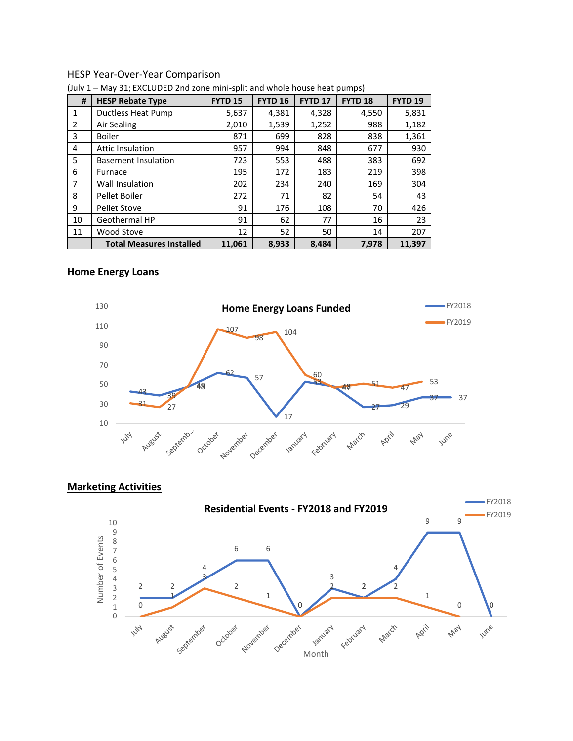HESP Year-Over-Year Comparison

(July 1 – May 31; EXCLUDED 2nd zone mini-split and whole house heat pumps)

| # | HESP Rebate Type | FYTD 15 | FYTD 16 | FYTD 17 | FYTD 18 | FYTD 19 |
|---|---|---|---|---|---|---|
| 1 | Ductless Heat Pump | 5,637 | 4,381 | 4,328 | 4,550 | 5,831 |
| 2 | Air Sealing | 2,010 | 1,539 | 1,252 | 988 | 1,182 |
| 3 | Boiler | 871 | 699 | 828 | 838 | 1,361 |
| 4 | Attic Insulation | 957 | 994 | 848 | 677 | 930 |
| 5 | Basement Insulation | 723 | 553 | 488 | 383 | 692 |
| 6 | Furnace | 195 | 172 | 183 | 219 | 398 |
| 7 | Wall Insulation | 202 | 234 | 240 | 169 | 304 |
| 8 | Pellet Boiler | 272 | 71 | 82 | 54 | 43 |
| 9 | Pellet Stove | 91 | 176 | 108 | 70 | 426 |
| 10 | Geothermal HP | 91 | 62 | 77 | 16 | 23 |
| 11 | Wood Stove | 12 | 52 | 50 | 14 | 207 |
| | **Total Measures Installed** | **11,061** | **8,933** | **8,484** | **7,978** | **11,397** |

## Home Energy Loans

Home Energy Loans Funded

FY2018
FY2019

130
110
90
70
50
30
10

43 39 48 62 57 17 53 49 27 29 37 37
31 27 49 107 98 104 60 48 51 47 53

July August Septemb... October November December January February March April May June

## Marketing Activities

Residential Events - FY2018 and FY2019

FY2018
FY2019

Number of Events

10 9 8 7 6 5 4 3 2 1 0

2 2 4 6 6 0 3 2 4 9 9 0
0 1 3 2 1 0 2 2 2 1 0

July August September October November December January February March April May June

Month